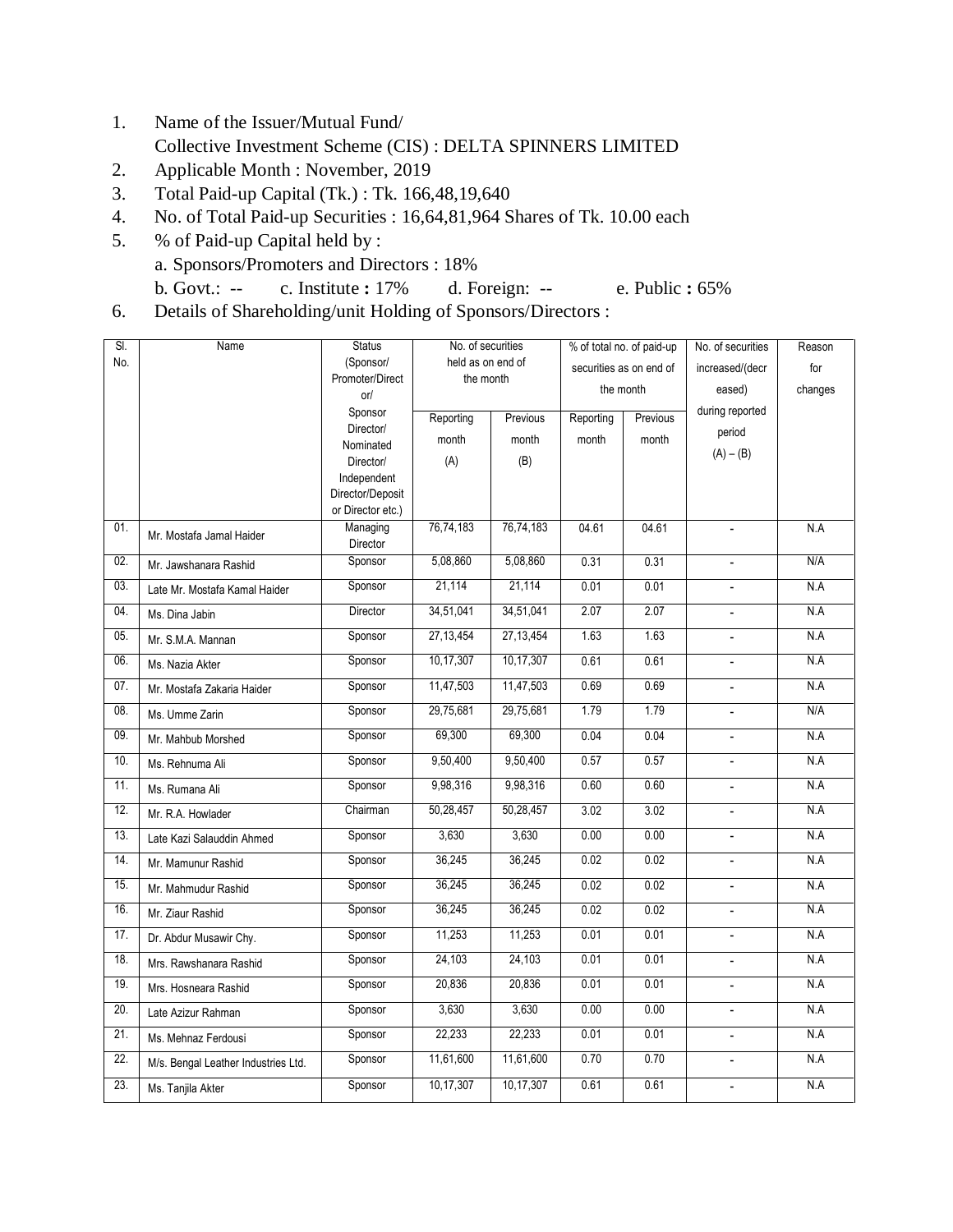1. Name of the Issuer/Mutual Fund/
   Collective Investment Scheme (CIS) : DELTA SPINNERS LIMITED
2. Applicable Month : November, 2019
3. Total Paid-up Capital (Tk.) : Tk. 166,48,19,640
4. No. of Total Paid-up Securities : 16,64,81,964 Shares of Tk. 10.00 each
5. % of Paid-up Capital held by :
   a. Sponsors/Promoters and Directors : 18%
   b. Govt.: -- c. Institute **:** 17% d. Foreign: -- e. Public **:** 65%
6. Details of Shareholding/unit Holding of Sponsors/Directors :

| Sl. No. | Name | Status (Sponsor/ Promoter/Director/ Sponsor Director/ Nominated Director/ Independent Director/Deposit or Director etc.) | No. of securities held as on end of the month | | % of total no. of paid-up securities as on end of the month | | No. of securities increased/(decreased) during reported period (A) – (B) | Reason for changes |
|---|---|---|---|---|---|---|---|---|
| | | | Reporting month (A) | Previous month (B) | Reporting month | Previous month | | |
| 01. | Mr. Mostafa Jamal Haider | Managing Director | 76,74,183 | 76,74,183 | 04.61 | 04.61 | - | N.A |
| 02. | Mr. Jawshanara Rashid | Sponsor | 5,08,860 | 5,08,860 | 0.31 | 0.31 | - | N/A |
| 03. | Late Mr. Mostafa Kamal Haider | Sponsor | 21,114 | 21,114 | 0.01 | 0.01 | - | N.A |
| 04. | Ms. Dina Jabin | Director | 34,51,041 | 34,51,041 | 2.07 | 2.07 | - | N.A |
| 05. | Mr. S.M.A. Mannan | Sponsor | 27,13,454 | 27,13,454 | 1.63 | 1.63 | - | N.A |
| 06. | Ms. Nazia Akter | Sponsor | 10,17,307 | 10,17,307 | 0.61 | 0.61 | - | N.A |
| 07. | Mr. Mostafa Zakaria Haider | Sponsor | 11,47,503 | 11,47,503 | 0.69 | 0.69 | - | N.A |
| 08. | Ms. Umme Zarin | Sponsor | 29,75,681 | 29,75,681 | 1.79 | 1.79 | - | N/A |
| 09. | Mr. Mahbub Morshed | Sponsor | 69,300 | 69,300 | 0.04 | 0.04 | - | N.A |
| 10. | Ms. Rehnuma Ali | Sponsor | 9,50,400 | 9,50,400 | 0.57 | 0.57 | - | N.A |
| 11. | Ms. Rumana Ali | Sponsor | 9,98,316 | 9,98,316 | 0.60 | 0.60 | - | N.A |
| 12. | Mr. R.A. Howlader | Chairman | 50,28,457 | 50,28,457 | 3.02 | 3.02 | - | N.A |
| 13. | Late Kazi Salauddin Ahmed | Sponsor | 3,630 | 3,630 | 0.00 | 0.00 | - | N.A |
| 14. | Mr. Mamunur Rashid | Sponsor | 36,245 | 36,245 | 0.02 | 0.02 | - | N.A |
| 15. | Mr. Mahmudur Rashid | Sponsor | 36,245 | 36,245 | 0.02 | 0.02 | - | N.A |
| 16. | Mr. Ziaur Rashid | Sponsor | 36,245 | 36,245 | 0.02 | 0.02 | - | N.A |
| 17. | Dr. Abdur Musawir Chy. | Sponsor | 11,253 | 11,253 | 0.01 | 0.01 | - | N.A |
| 18. | Mrs. Rawshanara Rashid | Sponsor | 24,103 | 24,103 | 0.01 | 0.01 | - | N.A |
| 19. | Mrs. Hosneara Rashid | Sponsor | 20,836 | 20,836 | 0.01 | 0.01 | - | N.A |
| 20. | Late Azizur Rahman | Sponsor | 3,630 | 3,630 | 0.00 | 0.00 | - | N.A |
| 21. | Ms. Mehnaz Ferdousi | Sponsor | 22,233 | 22,233 | 0.01 | 0.01 | - | N.A |
| 22. | M/s. Bengal Leather Industries Ltd. | Sponsor | 11,61,600 | 11,61,600 | 0.70 | 0.70 | - | N.A |
| 23. | Ms. Tanjila Akter | Sponsor | 10,17,307 | 10,17,307 | 0.61 | 0.61 | - | N.A |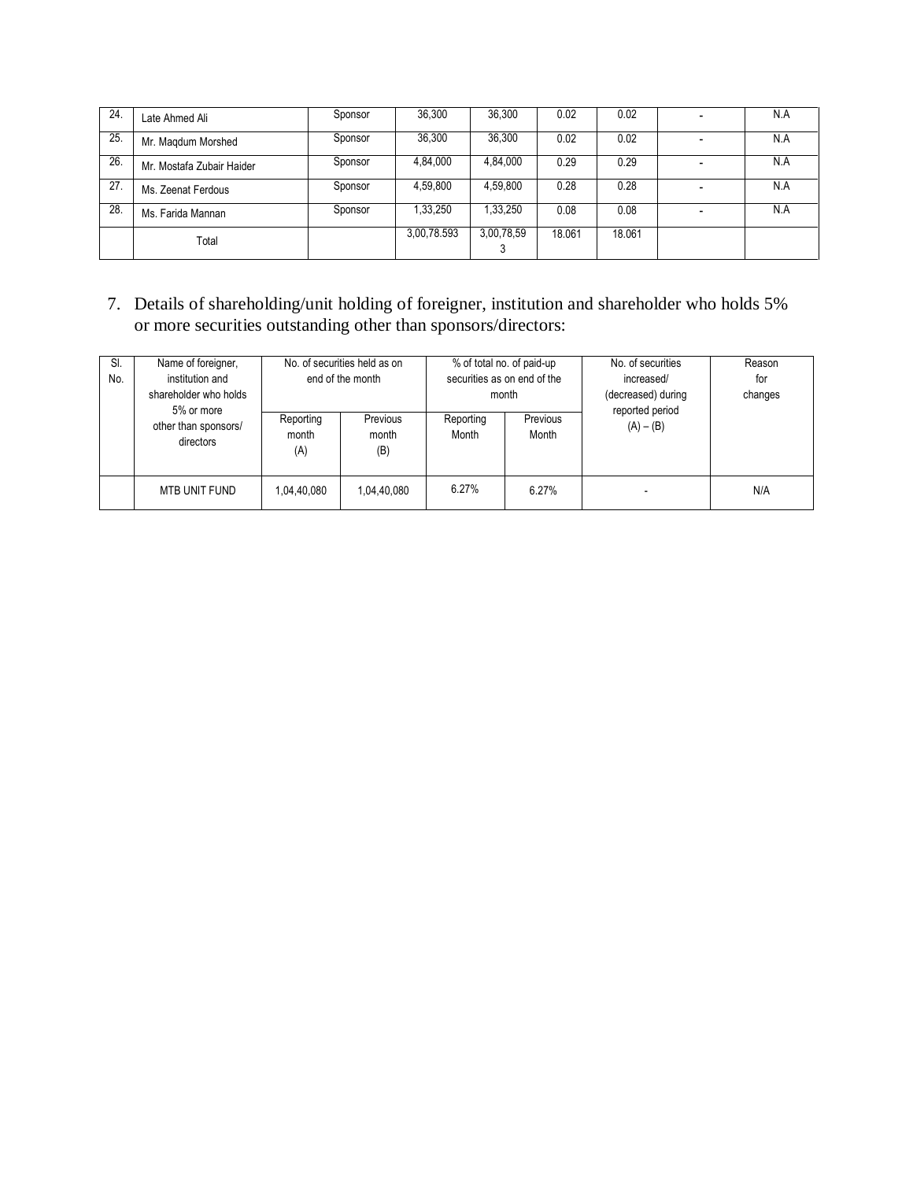| 24. | Late Ahmed Ali | Sponsor | 36,300 | 36,300 | 0.02 | 0.02 | - | N.A |
|---|---|---|---|---|---|---|---|---|
| 25. | Mr. Maqdum Morshed | Sponsor | 36,300 | 36,300 | 0.02 | 0.02 | - | N.A |
| 26. | Mr. Mostafa Zubair Haider | Sponsor | 4,84,000 | 4,84,000 | 0.29 | 0.29 | - | N.A |
| 27. | Ms. Zeenat Ferdous | Sponsor | 4,59,800 | 4,59,800 | 0.28 | 0.28 | - | N.A |
| 28. | Ms. Farida Mannan | Sponsor | 1,33,250 | 1,33,250 | 0.08 | 0.08 | - | N.A |
| | Total | | 3,00,78.593 | 3,00,78,593 | 18.061 | 18.061 | | |

7. Details of shareholding/unit holding of foreigner, institution and shareholder who holds 5% or more securities outstanding other than sponsors/directors:

| Sl. No. | Name of foreigner, institution and shareholder who holds 5% or more other than sponsors/ directors | No. of securities held as on end of the month | | % of total no. of paid-up securities as on end of the month | | No. of securities increased/ (decreased) during reported period (A) – (B) | Reason for changes |
|---|---|---|---|---|---|---|---|
| | | Reporting month (A) | Previous month (B) | Reporting Month | Previous Month | | |
| | MTB UNIT FUND | 1,04,40,080 | 1,04,40,080 | 6.27% | 6.27% | - | N/A |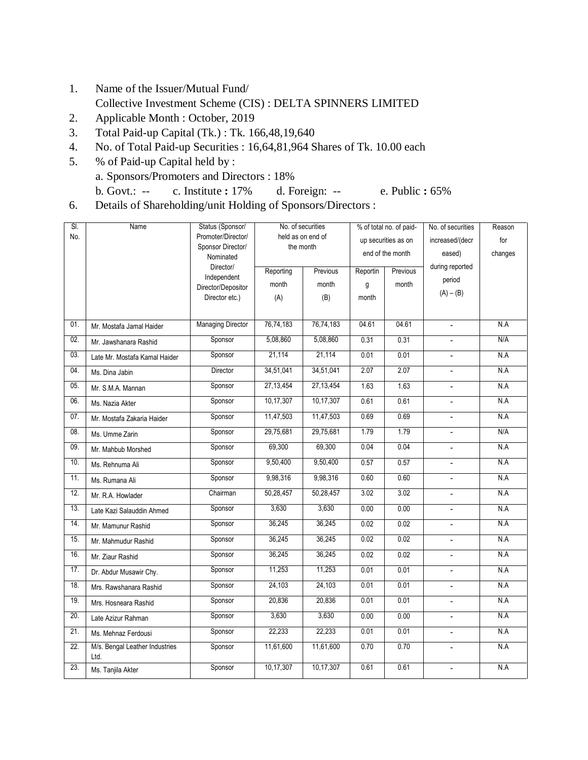1. Name of the Issuer/Mutual Fund/
   Collective Investment Scheme (CIS) : DELTA SPINNERS LIMITED
2. Applicable Month : October, 2019
3. Total Paid-up Capital (Tk.) : Tk. 166,48,19,640
4. No. of Total Paid-up Securities : 16,64,81,964 Shares of Tk. 10.00 each
5. % of Paid-up Capital held by :
   a. Sponsors/Promoters and Directors : 18%
   b. Govt.: -- c. Institute **:** 17% d. Foreign: -- e. Public **:** 65%
6. Details of Shareholding/unit Holding of Sponsors/Directors :

| Sl. No. | Name | Status (Sponsor/ Promoter/Director/ Sponsor Director/ Nominated Director/ Independent Director/Depositor Director etc.) | No. of securities held as on end of the month | | % of total no. of paid-up securities as on end of the month | | No. of securities increased/(decreased) during reported period (A) – (B) | Reason for changes |
|---|---|---|---|---|---|---|---|---|
| | | | Reporting month (A) | Previous month (B) | Reporting month | Previous month | | |
| 01. | Mr. Mostafa Jamal Haider | Managing Director | 76,74,183 | 76,74,183 | 04.61 | 04.61 | - | N.A |
| 02. | Mr. Jawshanara Rashid | Sponsor | 5,08,860 | 5,08,860 | 0.31 | 0.31 | - | N/A |
| 03. | Late Mr. Mostafa Kamal Haider | Sponsor | 21,114 | 21,114 | 0.01 | 0.01 | - | N.A |
| 04. | Ms. Dina Jabin | Director | 34,51,041 | 34,51,041 | 2.07 | 2.07 | - | N.A |
| 05. | Mr. S.M.A. Mannan | Sponsor | 27,13,454 | 27,13,454 | 1.63 | 1.63 | - | N.A |
| 06. | Ms. Nazia Akter | Sponsor | 10,17,307 | 10,17,307 | 0.61 | 0.61 | - | N.A |
| 07. | Mr. Mostafa Zakaria Haider | Sponsor | 11,47,503 | 11,47,503 | 0.69 | 0.69 | - | N.A |
| 08. | Ms. Umme Zarin | Sponsor | 29,75,681 | 29,75,681 | 1.79 | 1.79 | - | N/A |
| 09. | Mr. Mahbub Morshed | Sponsor | 69,300 | 69,300 | 0.04 | 0.04 | - | N.A |
| 10. | Ms. Rehnuma Ali | Sponsor | 9,50,400 | 9,50,400 | 0.57 | 0.57 | - | N.A |
| 11. | Ms. Rumana Ali | Sponsor | 9,98,316 | 9,98,316 | 0.60 | 0.60 | - | N.A |
| 12. | Mr. R.A. Howlader | Chairman | 50,28,457 | 50,28,457 | 3.02 | 3.02 | - | N.A |
| 13. | Late Kazi Salauddin Ahmed | Sponsor | 3,630 | 3,630 | 0.00 | 0.00 | - | N.A |
| 14. | Mr. Mamunur Rashid | Sponsor | 36,245 | 36,245 | 0.02 | 0.02 | - | N.A |
| 15. | Mr. Mahmudur Rashid | Sponsor | 36,245 | 36,245 | 0.02 | 0.02 | - | N.A |
| 16. | Mr. Ziaur Rashid | Sponsor | 36,245 | 36,245 | 0.02 | 0.02 | - | N.A |
| 17. | Dr. Abdur Musawir Chy. | Sponsor | 11,253 | 11,253 | 0.01 | 0.01 | - | N.A |
| 18. | Mrs. Rawshanara Rashid | Sponsor | 24,103 | 24,103 | 0.01 | 0.01 | - | N.A |
| 19. | Mrs. Hosneara Rashid | Sponsor | 20,836 | 20,836 | 0.01 | 0.01 | - | N.A |
| 20. | Late Azizur Rahman | Sponsor | 3,630 | 3,630 | 0.00 | 0.00 | - | N.A |
| 21. | Ms. Mehnaz Ferdousi | Sponsor | 22,233 | 22,233 | 0.01 | 0.01 | - | N.A |
| 22. | M/s. Bengal Leather Industries Ltd. | Sponsor | 11,61,600 | 11,61,600 | 0.70 | 0.70 | - | N.A |
| 23. | Ms. Tanjila Akter | Sponsor | 10,17,307 | 10,17,307 | 0.61 | 0.61 | - | N.A |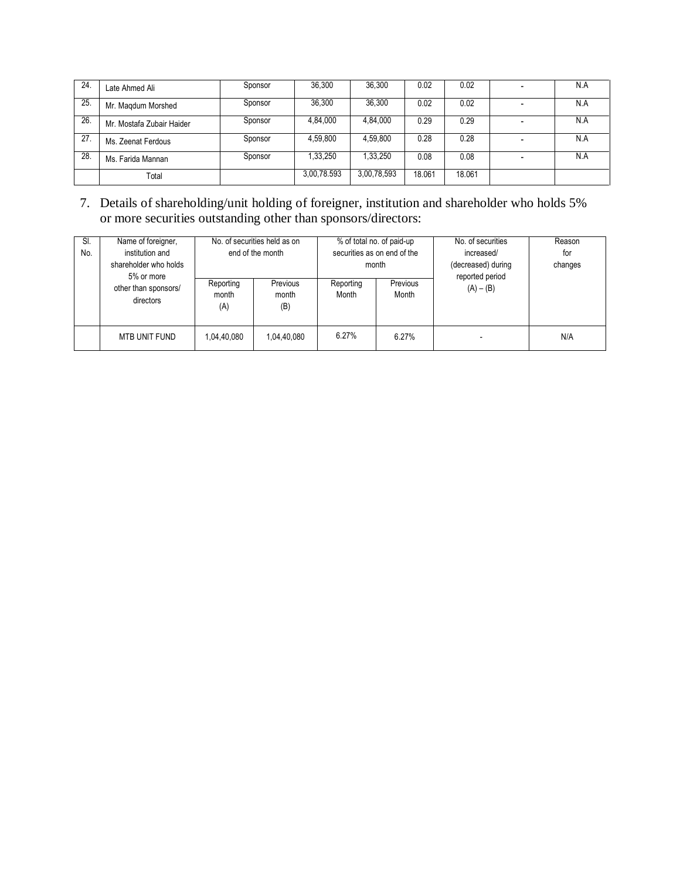| | | | | | | | | |
|---|---|---|---|---|---|---|---|---|
| 24. | Late Ahmed Ali | Sponsor | 36,300 | 36,300 | 0.02 | 0.02 | - | N.A |
| 25. | Mr. Maqdum Morshed | Sponsor | 36,300 | 36,300 | 0.02 | 0.02 | - | N.A |
| 26. | Mr. Mostafa Zubair Haider | Sponsor | 4,84,000 | 4,84,000 | 0.29 | 0.29 | - | N.A |
| 27. | Ms. Zeenat Ferdous | Sponsor | 4,59,800 | 4,59,800 | 0.28 | 0.28 | - | N.A |
| 28. | Ms. Farida Mannan | Sponsor | 1,33,250 | 1,33,250 | 0.08 | 0.08 | - | N.A |
| | Total | | 3,00,78.593 | 3,00,78,593 | 18.061 | 18.061 | | |

7. Details of shareholding/unit holding of foreigner, institution and shareholder who holds 5% or more securities outstanding other than sponsors/directors:

| Sl. No. | Name of foreigner, institution and shareholder who holds 5% or more other than sponsors/ directors | No. of securities held as on end of the month | | % of total no. of paid-up securities as on end of the month | | No. of securities increased/ (decreased) during reported period (A) – (B) | Reason for changes |
|---|---|---|---|---|---|---|---|
| | | Reporting month (A) | Previous month (B) | Reporting Month | Previous Month | | |
| | MTB UNIT FUND | 1,04,40,080 | 1,04,40,080 | 6.27% | 6.27% | - | N/A |